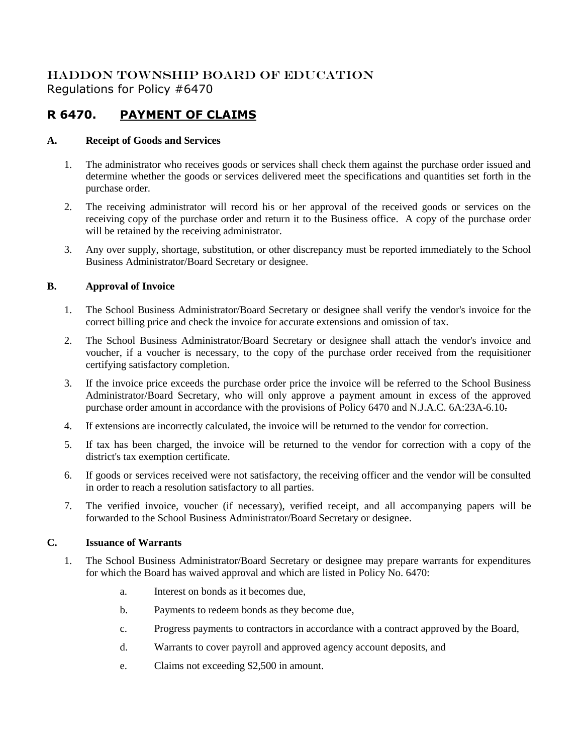# HADDON TOWNSHIP BOARD OF EDUCATION

Regulations for Policy #6470

## R 6470. PAYMENT OF CLAIMS

### A. Receipt of Goods and Services

1. The administrator who receives goods or services shall check them against the purchase order issued and determine whether the goods or services delivered meet the specifications and quantities set forth in the purchase order.
2. The receiving administrator will record his or her approval of the received goods or services on the receiving copy of the purchase order and return it to the Business office. A copy of the purchase order will be retained by the receiving administrator.
3. Any over supply, shortage, substitution, or other discrepancy must be reported immediately to the School Business Administrator/Board Secretary or designee.

### B. Approval of Invoice

1. The School Business Administrator/Board Secretary or designee shall verify the vendor's invoice for the correct billing price and check the invoice for accurate extensions and omission of tax.
2. The School Business Administrator/Board Secretary or designee shall attach the vendor's invoice and voucher, if a voucher is necessary, to the copy of the purchase order received from the requisitioner certifying satisfactory completion.
3. If the invoice price exceeds the purchase order price the invoice will be referred to the School Business Administrator/Board Secretary, who will only approve a payment amount in excess of the approved purchase order amount in accordance with the provisions of Policy 6470 and N.J.A.C. 6A:23A-6.10.
4. If extensions are incorrectly calculated, the invoice will be returned to the vendor for correction.
5. If tax has been charged, the invoice will be returned to the vendor for correction with a copy of the district's tax exemption certificate.
6. If goods or services received were not satisfactory, the receiving officer and the vendor will be consulted in order to reach a resolution satisfactory to all parties.
7. The verified invoice, voucher (if necessary), verified receipt, and all accompanying papers will be forwarded to the School Business Administrator/Board Secretary or designee.

### C. Issuance of Warrants

1. The School Business Administrator/Board Secretary or designee may prepare warrants for expenditures for which the Board has waived approval and which are listed in Policy No. 6470:
   a. Interest on bonds as it becomes due,
   b. Payments to redeem bonds as they become due,
   c. Progress payments to contractors in accordance with a contract approved by the Board,
   d. Warrants to cover payroll and approved agency account deposits, and
   e. Claims not exceeding $2,500 in amount.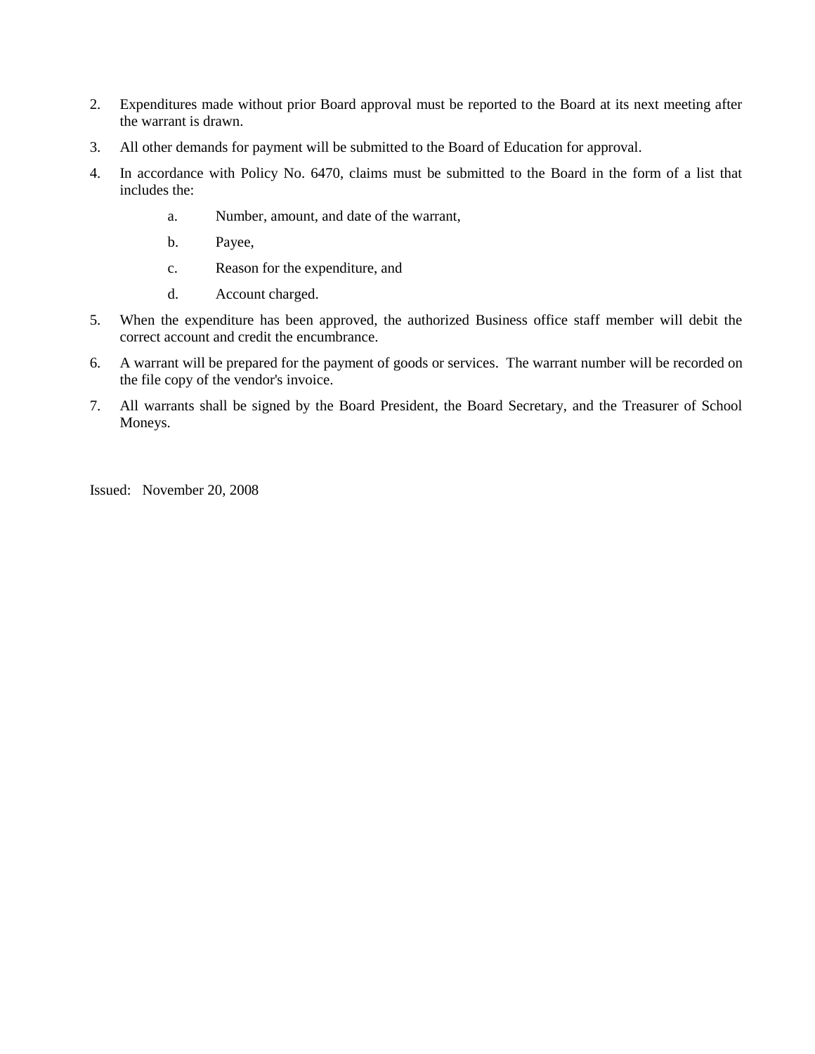2. Expenditures made without prior Board approval must be reported to the Board at its next meeting after the warrant is drawn.
3. All other demands for payment will be submitted to the Board of Education for approval.
4. In accordance with Policy No. 6470, claims must be submitted to the Board in the form of a list that includes the:
   a. Number, amount, and date of the warrant,
   b. Payee,
   c. Reason for the expenditure, and
   d. Account charged.
5. When the expenditure has been approved, the authorized Business office staff member will debit the correct account and credit the encumbrance.
6. A warrant will be prepared for the payment of goods or services. The warrant number will be recorded on the file copy of the vendor's invoice.
7. All warrants shall be signed by the Board President, the Board Secretary, and the Treasurer of School Moneys.

Issued: November 20, 2008